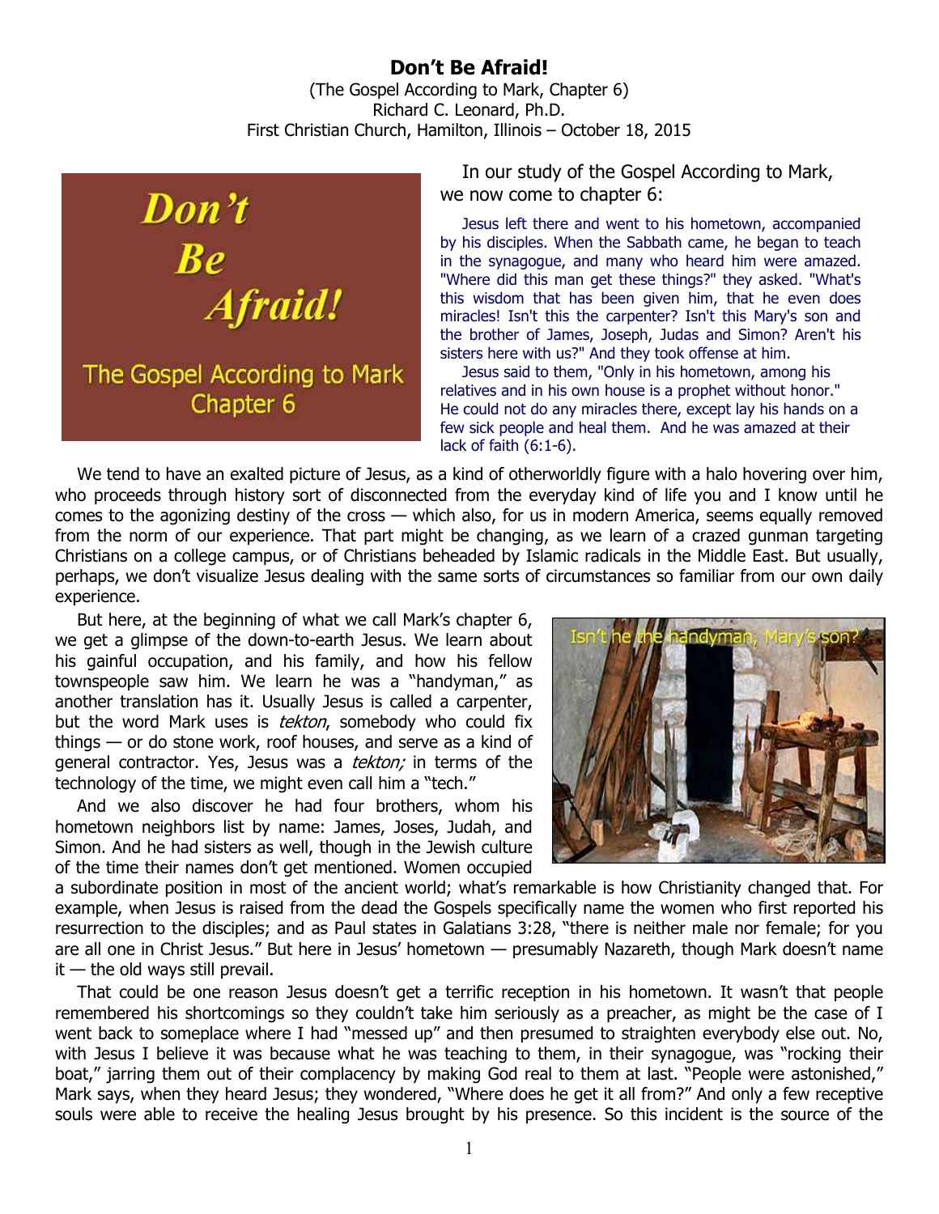# Don't Be Afraid!

(The Gospel According to Mark, Chapter 6)
Richard C. Leonard, Ph.D.
First Christian Church, Hamilton, Illinois – October 18, 2015

In our study of the Gospel According to Mark, we now come to chapter 6:

> Jesus left there and went to his hometown, accompanied by his disciples. When the Sabbath came, he began to teach in the synagogue, and many who heard him were amazed. "Where did this man get these things?" they asked. "What's this wisdom that has been given him, that he even does miracles! Isn't this the carpenter? Isn't this Mary's son and the brother of James, Joseph, Judas and Simon? Aren't his sisters here with us?" And they took offense at him.
>
> Jesus said to them, "Only in his hometown, among his relatives and in his own house is a prophet without honor." He could not do any miracles there, except lay his hands on a few sick people and heal them. And he was amazed at their lack of faith (6:1-6).

We tend to have an exalted picture of Jesus, as a kind of otherworldly figure with a halo hovering over him, who proceeds through history sort of disconnected from the everyday kind of life you and I know until he comes to the agonizing destiny of the cross — which also, for us in modern America, seems equally removed from the norm of our experience. That part might be changing, as we learn of a crazed gunman targeting Christians on a college campus, or of Christians beheaded by Islamic radicals in the Middle East. But usually, perhaps, we don't visualize Jesus dealing with the same sorts of circumstances so familiar from our own daily experience.

But here, at the beginning of what we call Mark's chapter 6, we get a glimpse of the down-to-earth Jesus. We learn about his gainful occupation, and his family, and how his fellow townspeople saw him. We learn he was a "handyman," as another translation has it. Usually Jesus is called a carpenter, but the word Mark uses is *tekton*, somebody who could fix things — or do stone work, roof houses, and serve as a kind of general contractor. Yes, Jesus was a *tekton;* in terms of the technology of the time, we might even call him a "tech."

And we also discover he had four brothers, whom his hometown neighbors list by name: James, Joses, Judah, and Simon. And he had sisters as well, though in the Jewish culture of the time their names don't get mentioned. Women occupied a subordinate position in most of the ancient world; what's remarkable is how Christianity changed that. For example, when Jesus is raised from the dead the Gospels specifically name the women who first reported his resurrection to the disciples; and as Paul states in Galatians 3:28, "there is neither male nor female; for you are all one in Christ Jesus." But here in Jesus' hometown — presumably Nazareth, though Mark doesn't name it — the old ways still prevail.

That could be one reason Jesus doesn't get a terrific reception in his hometown. It wasn't that people remembered his shortcomings so they couldn't take him seriously as a preacher, as might be the case of I went back to someplace where I had "messed up" and then presumed to straighten everybody else out. No, with Jesus I believe it was because what he was teaching to them, in their synagogue, was "rocking their boat," jarring them out of their complacency by making God real to them at last. "People were astonished," Mark says, when they heard Jesus; they wondered, "Where does he get it all from?" And only a few receptive souls were able to receive the healing Jesus brought by his presence. So this incident is the source of the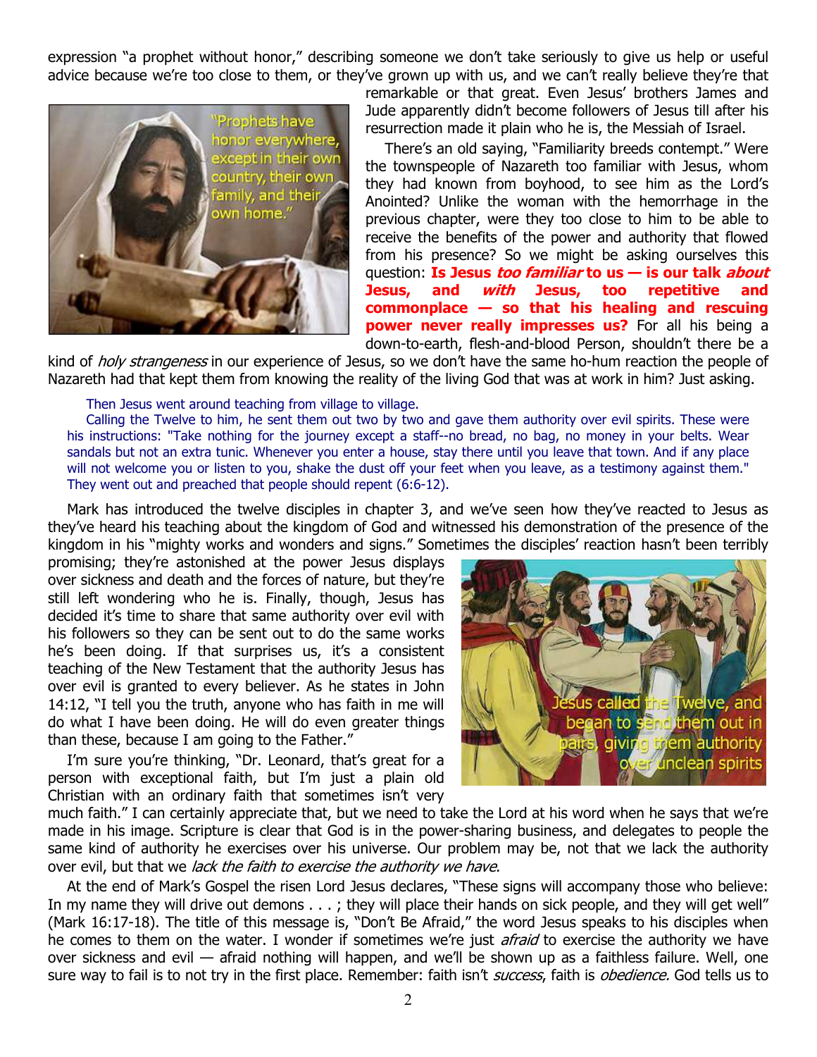expression "a prophet without honor," describing someone we don't take seriously to give us help or useful advice because we're too close to them, or they've grown up with us, and we can't really believe they're that remarkable or that great. Even Jesus' brothers James and Jude apparently didn't become followers of Jesus till after his resurrection made it plain who he is, the Messiah of Israel.

There's an old saying, "Familiarity breeds contempt." Were the townspeople of Nazareth too familiar with Jesus, whom they had known from boyhood, to see him as the Lord's Anointed? Unlike the woman with the hemorrhage in the previous chapter, were they too close to him to be able to receive the benefits of the power and authority that flowed from his presence? So we might be asking ourselves this question: **Is Jesus *too familiar* to us — is our talk *about* Jesus, and *with* Jesus, too repetitive and commonplace — so that his healing and rescuing power never really impresses us?** For all his being a down-to-earth, flesh-and-blood Person, shouldn't there be a kind of *holy strangeness* in our experience of Jesus, so we don't have the same ho-hum reaction the people of Nazareth had that kept them from knowing the reality of the living God that was at work in him? Just asking.

> Then Jesus went around teaching from village to village.
>
> Calling the Twelve to him, he sent them out two by two and gave them authority over evil spirits. These were his instructions: "Take nothing for the journey except a staff--no bread, no bag, no money in your belts. Wear sandals but not an extra tunic. Whenever you enter a house, stay there until you leave that town. And if any place will not welcome you or listen to you, shake the dust off your feet when you leave, as a testimony against them." They went out and preached that people should repent (6:6-12).

Mark has introduced the twelve disciples in chapter 3, and we've seen how they've reacted to Jesus as they've heard his teaching about the kingdom of God and witnessed his demonstration of the presence of the kingdom in his "mighty works and wonders and signs." Sometimes the disciples' reaction hasn't been terribly promising; they're astonished at the power Jesus displays over sickness and death and the forces of nature, but they're still left wondering who he is. Finally, though, Jesus has decided it's time to share that same authority over evil with his followers so they can be sent out to do the same works he's been doing. If that surprises us, it's a consistent teaching of the New Testament that the authority Jesus has over evil is granted to every believer. As he states in John 14:12, "I tell you the truth, anyone who has faith in me will do what I have been doing. He will do even greater things than these, because I am going to the Father."

I'm sure you're thinking, "Dr. Leonard, that's great for a person with exceptional faith, but I'm just a plain old Christian with an ordinary faith that sometimes isn't very much faith." I can certainly appreciate that, but we need to take the Lord at his word when he says that we're made in his image. Scripture is clear that God is in the power-sharing business, and delegates to people the same kind of authority he exercises over his universe. Our problem may be, not that we lack the authority over evil, but that we *lack the faith to exercise the authority we have*.

At the end of Mark's Gospel the risen Lord Jesus declares, "These signs will accompany those who believe: In my name they will drive out demons . . . ; they will place their hands on sick people, and they will get well" (Mark 16:17-18). The title of this message is, "Don't Be Afraid," the word Jesus speaks to his disciples when he comes to them on the water. I wonder if sometimes we're just *afraid* to exercise the authority we have over sickness and evil — afraid nothing will happen, and we'll be shown up as a faithless failure. Well, one sure way to fail is to not try in the first place. Remember: faith isn't *success*, faith is *obedience.* God tells us to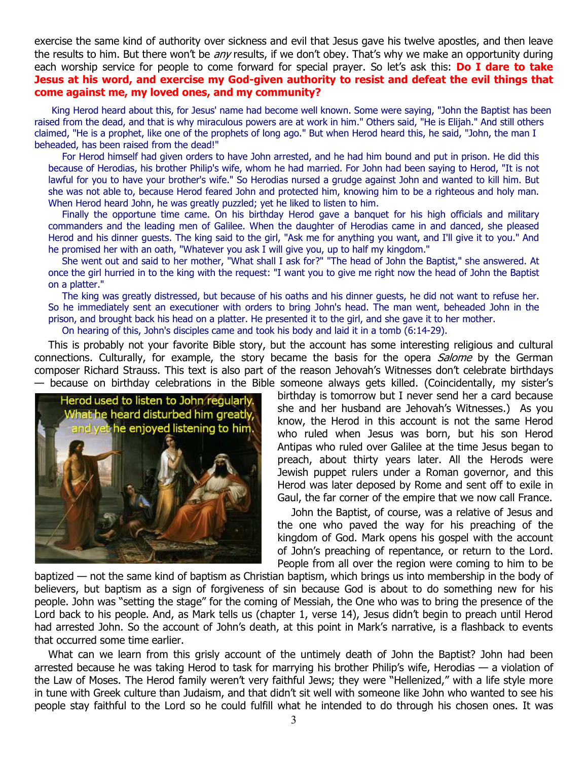exercise the same kind of authority over sickness and evil that Jesus gave his twelve apostles, and then leave the results to him. But there won't be *any* results, if we don't obey. That's why we make an opportunity during each worship service for people to come forward for special prayer. So let's ask this: **Do I dare to take Jesus at his word, and exercise my God-given authority to resist and defeat the evil things that come against me, my loved ones, and my community?**

King Herod heard about this, for Jesus' name had become well known. Some were saying, "John the Baptist has been raised from the dead, and that is why miraculous powers are at work in him." Others said, "He is Elijah." And still others claimed, "He is a prophet, like one of the prophets of long ago." But when Herod heard this, he said, "John, the man I beheaded, has been raised from the dead!"

For Herod himself had given orders to have John arrested, and he had him bound and put in prison. He did this because of Herodias, his brother Philip's wife, whom he had married. For John had been saying to Herod, "It is not lawful for you to have your brother's wife." So Herodias nursed a grudge against John and wanted to kill him. But she was not able to, because Herod feared John and protected him, knowing him to be a righteous and holy man. When Herod heard John, he was greatly puzzled; yet he liked to listen to him.

Finally the opportune time came. On his birthday Herod gave a banquet for his high officials and military commanders and the leading men of Galilee. When the daughter of Herodias came in and danced, she pleased Herod and his dinner guests. The king said to the girl, "Ask me for anything you want, and I'll give it to you." And he promised her with an oath, "Whatever you ask I will give you, up to half my kingdom."

She went out and said to her mother, "What shall I ask for?" "The head of John the Baptist," she answered. At once the girl hurried in to the king with the request: "I want you to give me right now the head of John the Baptist on a platter."

The king was greatly distressed, but because of his oaths and his dinner guests, he did not want to refuse her. So he immediately sent an executioner with orders to bring John's head. The man went, beheaded John in the prison, and brought back his head on a platter. He presented it to the girl, and she gave it to her mother.

On hearing of this, John's disciples came and took his body and laid it in a tomb (6:14-29).

This is probably not your favorite Bible story, but the account has some interesting religious and cultural connections. Culturally, for example, the story became the basis for the opera *Salome* by the German composer Richard Strauss. This text is also part of the reason Jehovah's Witnesses don't celebrate birthdays — because on birthday celebrations in the Bible someone always gets killed. (Coincidentally, my sister's birthday is tomorrow but I never send her a card because she and her husband are Jehovah's Witnesses.) As you know, the Herod in this account is not the same Herod who ruled when Jesus was born, but his son Herod Antipas who ruled over Galilee at the time Jesus began to preach, about thirty years later. All the Herods were Jewish puppet rulers under a Roman governor, and this Herod was later deposed by Rome and sent off to exile in Gaul, the far corner of the empire that we now call France.

John the Baptist, of course, was a relative of Jesus and the one who paved the way for his preaching of the kingdom of God. Mark opens his gospel with the account of John's preaching of repentance, or return to the Lord. People from all over the region were coming to him to be baptized — not the same kind of baptism as Christian baptism, which brings us into membership in the body of believers, but baptism as a sign of forgiveness of sin because God is about to do something new for his people. John was "setting the stage" for the coming of Messiah, the One who was to bring the presence of the Lord back to his people. And, as Mark tells us (chapter 1, verse 14), Jesus didn't begin to preach until Herod had arrested John. So the account of John's death, at this point in Mark's narrative, is a flashback to events that occurred some time earlier.

What can we learn from this grisly account of the untimely death of John the Baptist? John had been arrested because he was taking Herod to task for marrying his brother Philip's wife, Herodias — a violation of the Law of Moses. The Herod family weren't very faithful Jews; they were "Hellenized," with a life style more in tune with Greek culture than Judaism, and that didn't sit well with someone like John who wanted to see his people stay faithful to the Lord so he could fulfill what he intended to do through his chosen ones. It was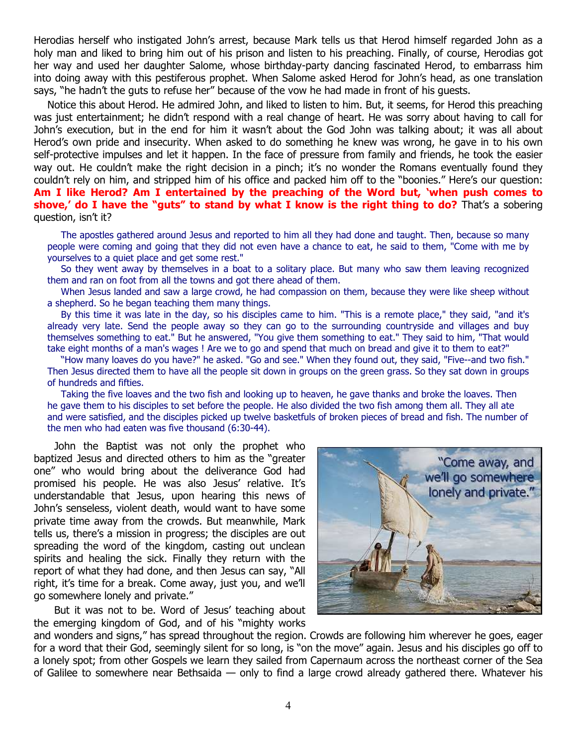Herodias herself who instigated John's arrest, because Mark tells us that Herod himself regarded John as a holy man and liked to bring him out of his prison and listen to his preaching. Finally, of course, Herodias got her way and used her daughter Salome, whose birthday-party dancing fascinated Herod, to embarrass him into doing away with this pestiferous prophet. When Salome asked Herod for John's head, as one translation says, "he hadn't the guts to refuse her" because of the vow he had made in front of his guests.

Notice this about Herod. He admired John, and liked to listen to him. But, it seems, for Herod this preaching was just entertainment; he didn't respond with a real change of heart. He was sorry about having to call for John's execution, but in the end for him it wasn't about the God John was talking about; it was all about Herod's own pride and insecurity. When asked to do something he knew was wrong, he gave in to his own self-protective impulses and let it happen. In the face of pressure from family and friends, he took the easier way out. He couldn't make the right decision in a pinch; it's no wonder the Romans eventually found they couldn't rely on him, and stripped him of his office and packed him off to the "boonies." Here's our question: **Am I like Herod? Am I entertained by the preaching of the Word but, 'when push comes to shove,' do I have the "guts" to stand by what I know is the right thing to do?** That's a sobering question, isn't it?

The apostles gathered around Jesus and reported to him all they had done and taught. Then, because so many people were coming and going that they did not even have a chance to eat, he said to them, "Come with me by yourselves to a quiet place and get some rest."

So they went away by themselves in a boat to a solitary place. But many who saw them leaving recognized them and ran on foot from all the towns and got there ahead of them.

When Jesus landed and saw a large crowd, he had compassion on them, because they were like sheep without a shepherd. So he began teaching them many things.

By this time it was late in the day, so his disciples came to him. "This is a remote place," they said, "and it's already very late. Send the people away so they can go to the surrounding countryside and villages and buy themselves something to eat." But he answered, "You give them something to eat." They said to him, "That would take eight months of a man's wages ! Are we to go and spend that much on bread and give it to them to eat?"

"How many loaves do you have?" he asked. "Go and see." When they found out, they said, "Five--and two fish." Then Jesus directed them to have all the people sit down in groups on the green grass. So they sat down in groups of hundreds and fifties.

Taking the five loaves and the two fish and looking up to heaven, he gave thanks and broke the loaves. Then he gave them to his disciples to set before the people. He also divided the two fish among them all. They all ate and were satisfied, and the disciples picked up twelve basketfuls of broken pieces of bread and fish. The number of the men who had eaten was five thousand (6:30-44).

"Come away, and we'll go somewhere lonely and private."

John the Baptist was not only the prophet who baptized Jesus and directed others to him as the "greater one" who would bring about the deliverance God had promised his people. He was also Jesus' relative. It's understandable that Jesus, upon hearing this news of John's senseless, violent death, would want to have some private time away from the crowds. But meanwhile, Mark tells us, there's a mission in progress; the disciples are out spreading the word of the kingdom, casting out unclean spirits and healing the sick. Finally they return with the report of what they had done, and then Jesus can say, "All right, it's time for a break. Come away, just you, and we'll go somewhere lonely and private."

But it was not to be. Word of Jesus' teaching about the emerging kingdom of God, and of his "mighty works and wonders and signs," has spread throughout the region. Crowds are following him wherever he goes, eager for a word that their God, seemingly silent for so long, is "on the move" again. Jesus and his disciples go off to a lonely spot; from other Gospels we learn they sailed from Capernaum across the northeast corner of the Sea of Galilee to somewhere near Bethsaida — only to find a large crowd already gathered there. Whatever his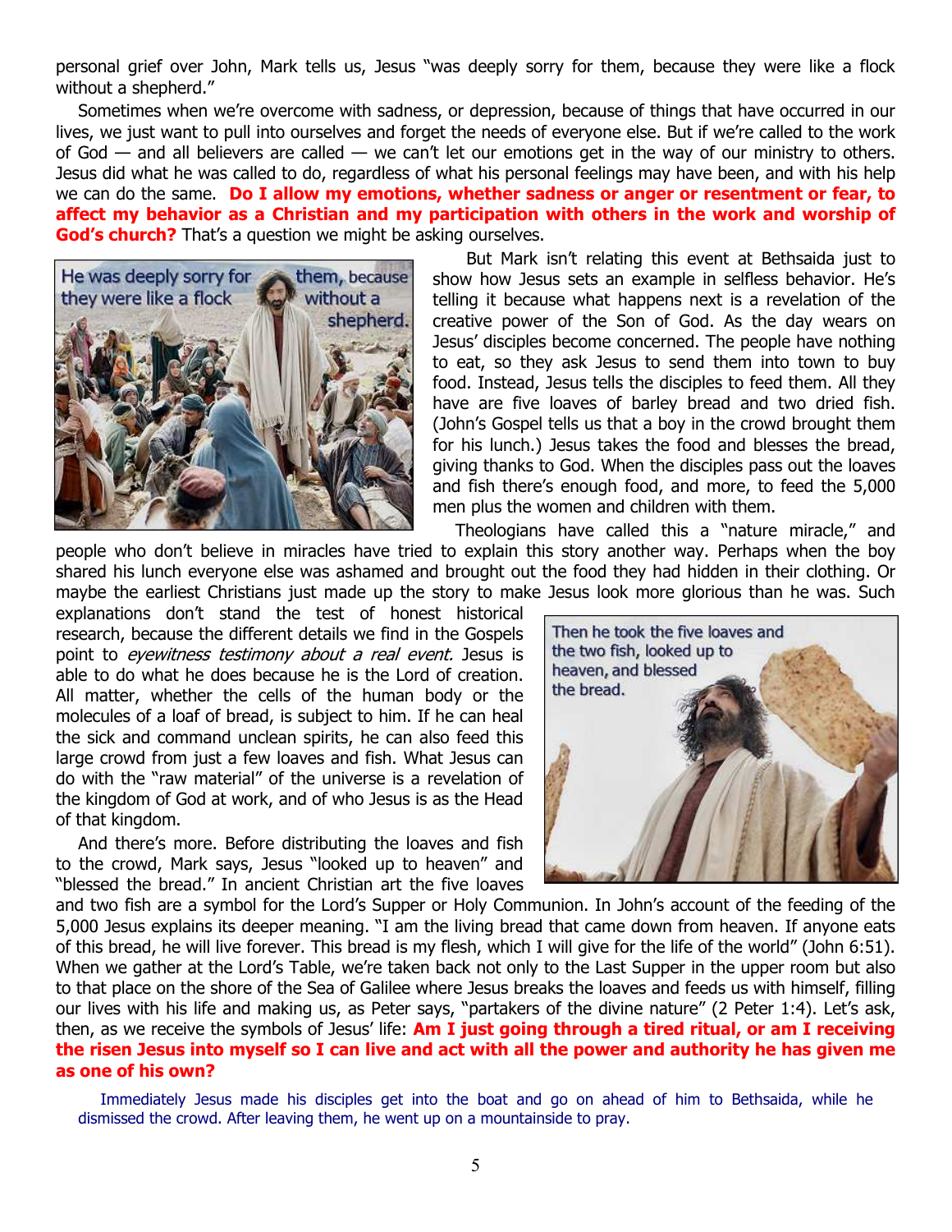personal grief over John, Mark tells us, Jesus "was deeply sorry for them, because they were like a flock without a shepherd."

Sometimes when we're overcome with sadness, or depression, because of things that have occurred in our lives, we just want to pull into ourselves and forget the needs of everyone else. But if we're called to the work of God — and all believers are called — we can't let our emotions get in the way of our ministry to others. Jesus did what he was called to do, regardless of what his personal feelings may have been, and with his help we can do the same. **Do I allow my emotions, whether sadness or anger or resentment or fear, to affect my behavior as a Christian and my participation with others in the work and worship of God's church?** That's a question we might be asking ourselves.

He was deeply sorry for them, because they were like a flock without a shepherd.

But Mark isn't relating this event at Bethsaida just to show how Jesus sets an example in selfless behavior. He's telling it because what happens next is a revelation of the creative power of the Son of God. As the day wears on Jesus' disciples become concerned. The people have nothing to eat, so they ask Jesus to send them into town to buy food. Instead, Jesus tells the disciples to feed them. All they have are five loaves of barley bread and two dried fish. (John's Gospel tells us that a boy in the crowd brought them for his lunch.) Jesus takes the food and blesses the bread, giving thanks to God. When the disciples pass out the loaves and fish there's enough food, and more, to feed the 5,000 men plus the women and children with them.

Theologians have called this a "nature miracle," and people who don't believe in miracles have tried to explain this story another way. Perhaps when the boy shared his lunch everyone else was ashamed and brought out the food they had hidden in their clothing. Or maybe the earliest Christians just made up the story to make Jesus look more glorious than he was. Such explanations don't stand the test of honest historical research, because the different details we find in the Gospels point to *eyewitness testimony about a real event.* Jesus is able to do what he does because he is the Lord of creation. All matter, whether the human body or the cells of the molecules of a loaf of bread, is subject to him. If he can heal the sick and command unclean spirits, he can also feed this large crowd from just a few loaves and fish. What Jesus can do with the "raw material" of the universe is a revelation of the kingdom of God at work, and of who Jesus is as the Head of that kingdom.

Then he took the five loaves and the two fish, looked up to heaven, and blessed the bread.

And there's more. Before distributing the loaves and fish to the crowd, Mark says, Jesus "looked up to heaven" and "blessed the bread." In ancient Christian art the five loaves and two fish are a symbol for the Lord's Supper or Holy Communion. In John's account of the feeding of the 5,000 Jesus explains its deeper meaning. "I am the living bread that came down from heaven. If anyone eats of this bread, he will live forever. This bread is my flesh, which I will give for the life of the world" (John 6:51). When we gather at the Lord's Table, we're taken back not only to the Last Supper in the upper room but also to that place on the shore of the Sea of Galilee where Jesus breaks the loaves and feeds us with himself, filling our lives with his life and making us, as Peter says, "partakers of the divine nature" (2 Peter 1:4). Let's ask, then, as we receive the symbols of Jesus' life: **Am I just going through a tired ritual, or am I receiving the risen Jesus into myself so I can live and act with all the power and authority he has given me as one of his own?**

Immediately Jesus made his disciples get into the boat and go on ahead of him to Bethsaida, while he dismissed the crowd. After leaving them, he went up on a mountainside to pray.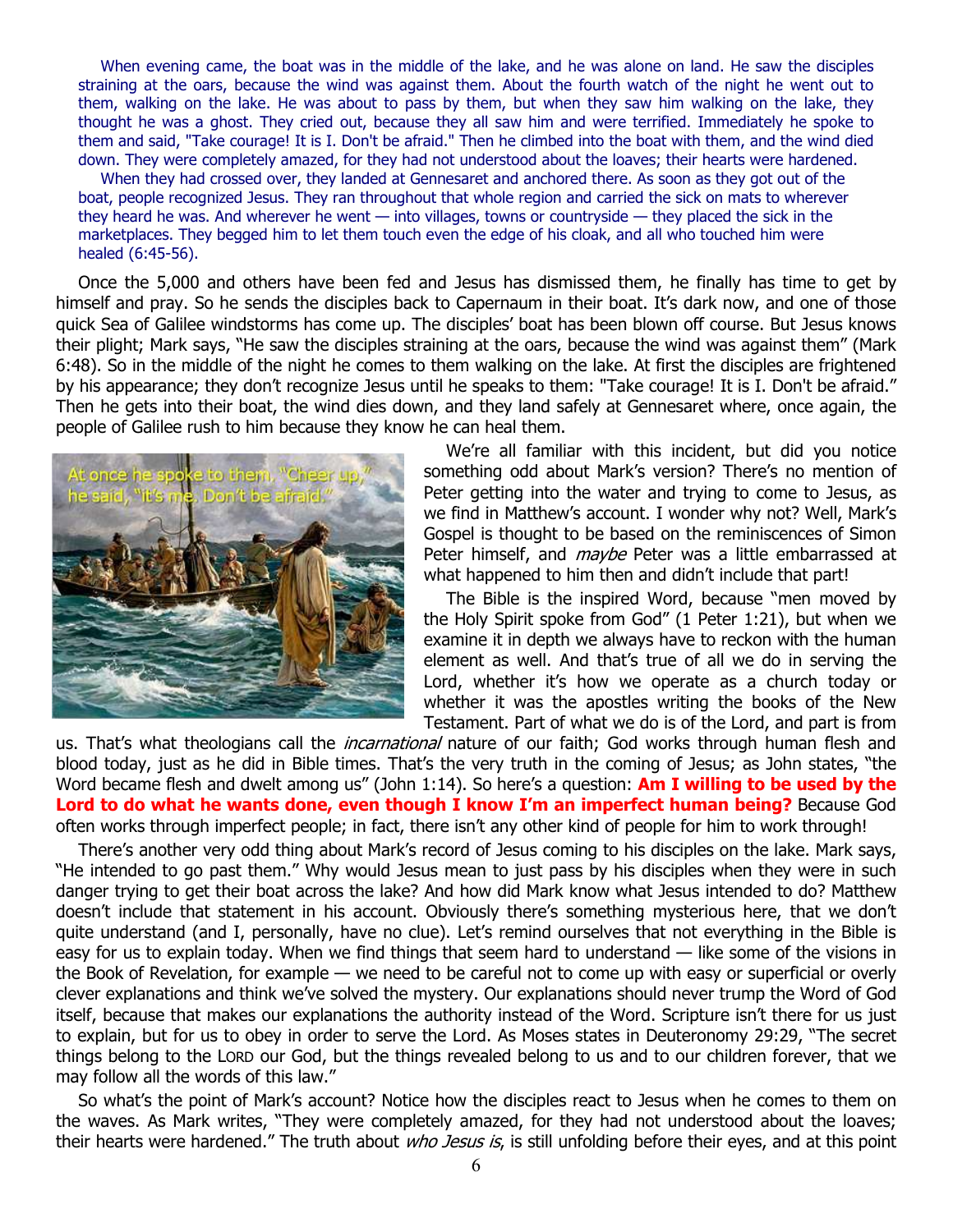When evening came, the boat was in the middle of the lake, and he was alone on land. He saw the disciples straining at the oars, because the wind was against them. About the fourth watch of the night he went out to them, walking on the lake. He was about to pass by them, but when they saw him walking on the lake, they thought he was a ghost. They cried out, because they all saw him and were terrified. Immediately he spoke to them and said, "Take courage! It is I. Don't be afraid." Then he climbed into the boat with them, and the wind died down. They were completely amazed, for they had not understood about the loaves; their hearts were hardened.

When they had crossed over, they landed at Gennesaret and anchored there. As soon as they got out of the boat, people recognized Jesus. They ran throughout that whole region and carried the sick on mats to wherever they heard he was. And wherever he went — into villages, towns or countryside — they placed the sick in the marketplaces. They begged him to let them touch even the edge of his cloak, and all who touched him were healed (6:45-56).

Once the 5,000 and others have been fed and Jesus has dismissed them, he finally has time to get by himself and pray. So he sends the disciples back to Capernaum in their boat. It's dark now, and one of those quick Sea of Galilee windstorms has come up. The disciples' boat has been blown off course. But Jesus knows their plight; Mark says, "He saw the disciples straining at the oars, because the wind was against them" (Mark 6:48). So in the middle of the night he comes to them walking on the lake. At first the disciples are frightened by his appearance; they don't recognize Jesus until he speaks to them: "Take courage! It is I. Don't be afraid." Then he gets into their boat, the wind dies down, and they land safely at Gennesaret where, once again, the people of Galilee rush to him because they know he can heal them.

We're all familiar with this incident, but did you notice something odd about Mark's version? There's no mention of Peter getting into the water and trying to come to Jesus, as we find in Matthew's account. I wonder why not? Well, Mark's Gospel is thought to be based on the reminiscences of Simon Peter himself, and *maybe* Peter was a little embarrassed at what happened to him then and didn't include that part!

The Bible is the inspired Word, because "men moved by the Holy Spirit spoke from God" (1 Peter 1:21), but when we examine it in depth we always have to reckon with the human element as well. And that's true of all we do in serving the Lord, whether it's how we operate as a church today or whether it was the apostles writing the books of the New Testament. Part of what we do is of the Lord, and part is from us. That's what theologians call the *incarnational* nature of our faith; God works through human flesh and blood today, just as he did in Bible times. That's the very truth in the coming of Jesus; as John states, "the Word became flesh and dwelt among us" (John 1:14). So here's a question: **Am I willing to be used by the Lord to do what he wants done, even though I know I'm an imperfect human being?** Because God often works through imperfect people; in fact, there isn't any other kind of people for him to work through!

There's another very odd thing about Mark's record of Jesus coming to his disciples on the lake. Mark says, "He intended to go past them." Why would Jesus mean to just pass by his disciples when they were in such danger trying to get their boat across the lake? And how did Mark know what Jesus intended to do? Matthew doesn't include that statement in his account. Obviously there's something mysterious here, that we don't quite understand (and I, personally, have no clue). Let's remind ourselves that not everything in the Bible is easy for us to explain today. When we find things that seem hard to understand — like some of the visions in the Book of Revelation, for example — we need to be careful not to come up with easy or superficial or overly clever explanations and think we've solved the mystery. Our explanations should never trump the Word of God itself, because that makes our explanations the authority instead of the Word. Scripture isn't there for us just to explain, but for us to obey in order to serve the Lord. As Moses states in Deuteronomy 29:29, "The secret things belong to the LORD our God, but the things revealed belong to us and to our children forever, that we may follow all the words of this law."

So what's the point of Mark's account? Notice how the disciples react to Jesus when he comes to them on the waves. As Mark writes, "They were completely amazed, for they had not understood about the loaves; their hearts were hardened." The truth about *who Jesus is*, is still unfolding before their eyes, and at this point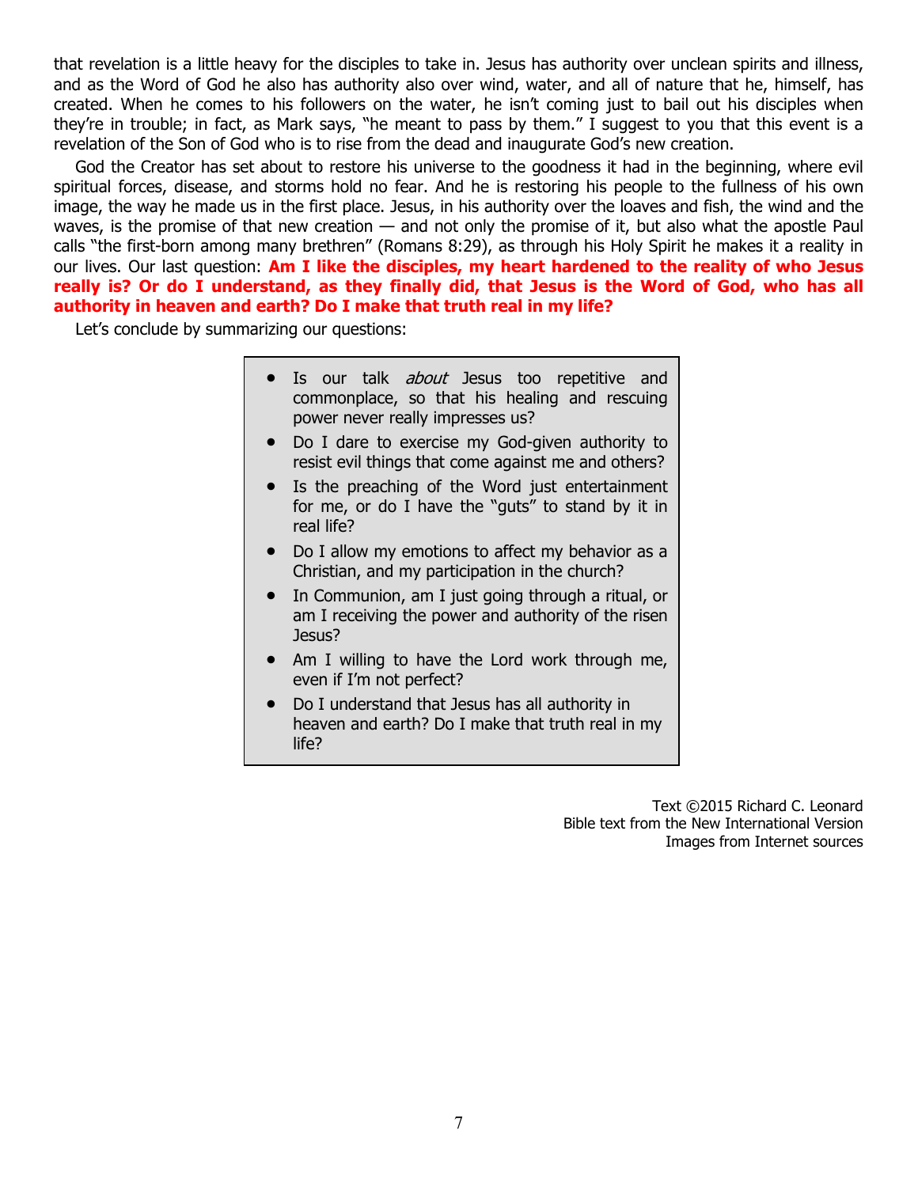that revelation is a little heavy for the disciples to take in. Jesus has authority over unclean spirits and illness, and as the Word of God he also has authority also over wind, water, and all of nature that he, himself, has created. When he comes to his followers on the water, he isn't coming just to bail out his disciples when they're in trouble; in fact, as Mark says, "he meant to pass by them." I suggest to you that this event is a revelation of the Son of God who is to rise from the dead and inaugurate God's new creation.

God the Creator has set about to restore his universe to the goodness it had in the beginning, where evil spiritual forces, disease, and storms hold no fear. And he is restoring his people to the fullness of his own image, the way he made us in the first place. Jesus, in his authority over the loaves and fish, the wind and the waves, is the promise of that new creation — and not only the promise of it, but also what the apostle Paul calls "the first-born among many brethren" (Romans 8:29), as through his Holy Spirit he makes it a reality in our lives. Our last question: **Am I like the disciples, my heart hardened to the reality of who Jesus really is? Or do I understand, as they finally did, that Jesus is the Word of God, who has all authority in heaven and earth? Do I make that truth real in my life?**

Let's conclude by summarizing our questions:

- Is our talk *about* Jesus too repetitive and commonplace, so that his healing and rescuing power never really impresses us?
- Do I dare to exercise my God-given authority to resist evil things that come against me and others?
- Is the preaching of the Word just entertainment for me, or do I have the "guts" to stand by it in real life?
- Do I allow my emotions to affect my behavior as a Christian, and my participation in the church?
- In Communion, am I just going through a ritual, or am I receiving the power and authority of the risen Jesus?
- Am I willing to have the Lord work through me, even if I'm not perfect?
- Do I understand that Jesus has all authority in heaven and earth? Do I make that truth real in my life?

Text ©2015 Richard C. Leonard
Bible text from the New International Version
Images from Internet sources